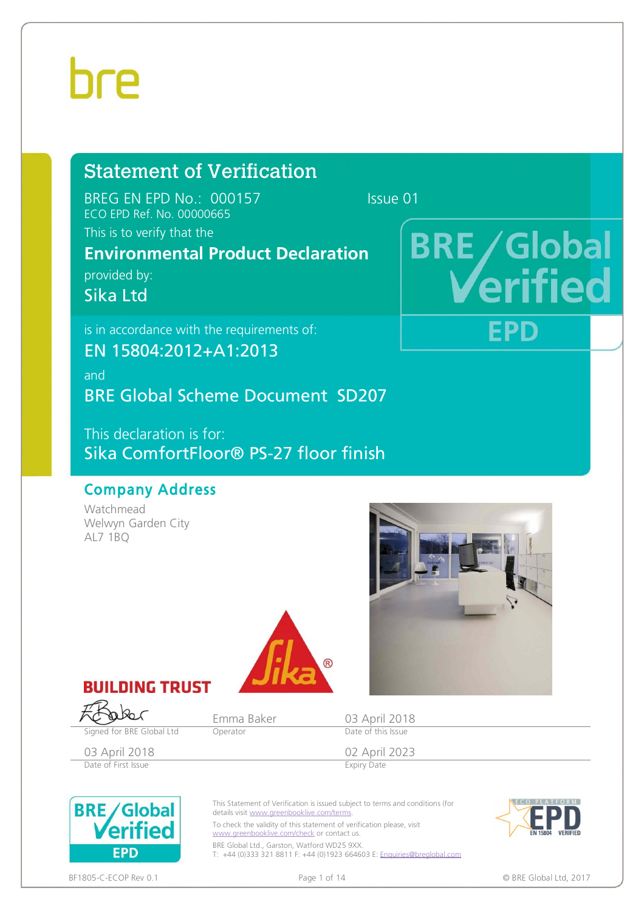# Statement of Verification

BREG EN EPD No.: 000157 Issue 01

ECO EPD Ref. No. 00000665

This is to verify that the

**Environmental Product Declaration**

provided by:

**Sika Ltd**

is in accordance with the requirements of:

**EN 15804:2012+A1:2013**

and

**BRE Global Scheme Document SD207**

This declaration is for:

**Sika ComfortFloor® PS-27 floor finish**

## Company Address

Watchmead
Welwyn Garden City
AL7 1BQ

BUILDING TRUST

| Signed for BRE Global Ltd | Emma Baker<br>Operator | 03 April 2018<br>Date of this Issue |
|---|---|---|
| 03 April 2018<br>Date of First Issue | | 02 April 2023<br>Expiry Date |

This Statement of Verification is issued subject to terms and conditions (for details visit www.greenbooklive.com/terms.

To check the validity of this statement of verification please, visit www.greenbooklive.com/check or contact us.

BRE Global Ltd., Garston, Watford WD25 9XX.
T: +44 (0)333 321 8811 F: +44 (0)1923 664603 E: Enquiries@breglobal.com

BF1805-C-ECOP Rev 0.1

© BRE Global Ltd, 2017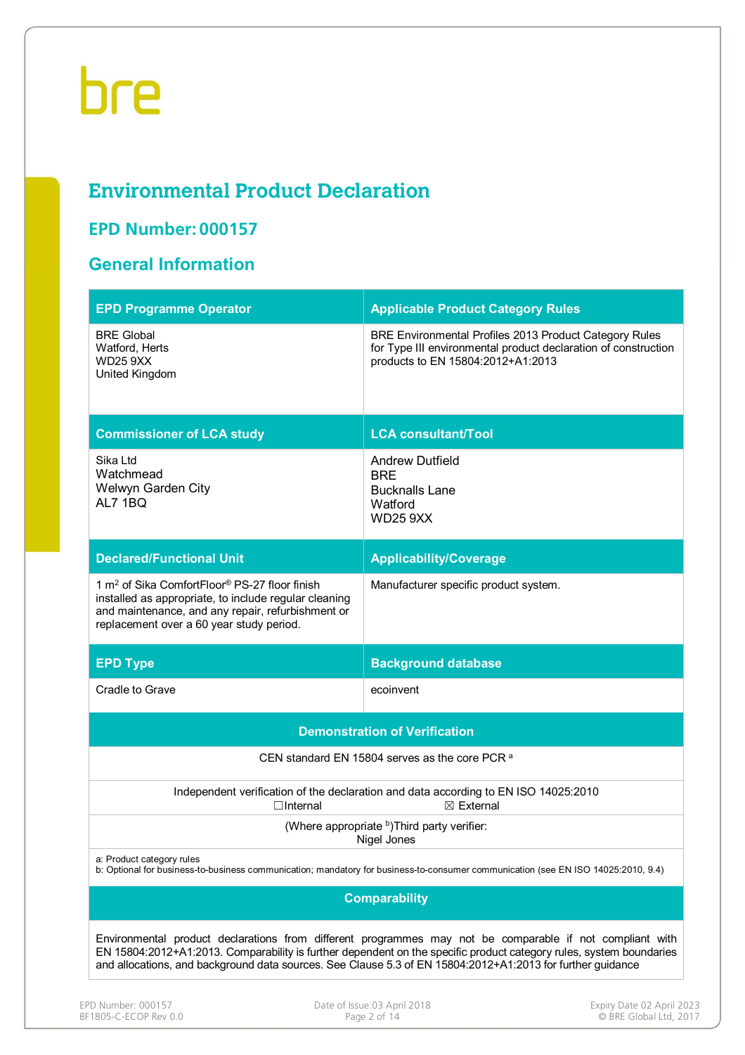bre

# Environmental Product Declaration

## EPD Number: 000157

## General Information

| EPD Programme Operator | Applicable Product Category Rules |
|---|---|
| BRE Global<br>Watford, Herts<br>WD25 9XX<br>United Kingdom | BRE Environmental Profiles 2013 Product Category Rules for Type III environmental product declaration of construction products to EN 15804:2012+A1:2013 |
| **Commissioner of LCA study** | **LCA consultant/Tool** |
| Sika Ltd<br>Watchmead<br>Welwyn Garden City<br>AL7 1BQ | Andrew Dutfield<br>BRE<br>Bucknalls Lane<br>Watford<br>WD25 9XX |
| **Declared/Functional Unit** | **Applicability/Coverage** |
| 1 m² of Sika ComfortFloor® PS-27 floor finish installed as appropriate, to include regular cleaning and maintenance, and any repair, refurbishment or replacement over a 60 year study period. | Manufacturer specific product system. |
| **EPD Type** | **Background database** |
| Cradle to Grave | ecoinvent |

| Demonstration of Verification |
|---|
| CEN standard EN 15804 serves as the core PCR [a] |
| Independent verification of the declaration and data according to EN ISO 14025:2010<br>☐Internal ☒ External |
| (Where appropriate [b])Third party verifier:<br>Nigel Jones |
| a: Product category rules<br>b: Optional for business-to-business communication; mandatory for business-to-consumer communication (see EN ISO 14025:2010, 9.4) |

| Comparability |
|---|
| Environmental product declarations from different programmes may not be comparable if not compliant with EN 15804:2012+A1:2013. Comparability is further dependent on the specific product category rules, system boundaries and allocations, and background data sources. See Clause 5.3 of EN 15804:2012+A1:2013 for further guidance |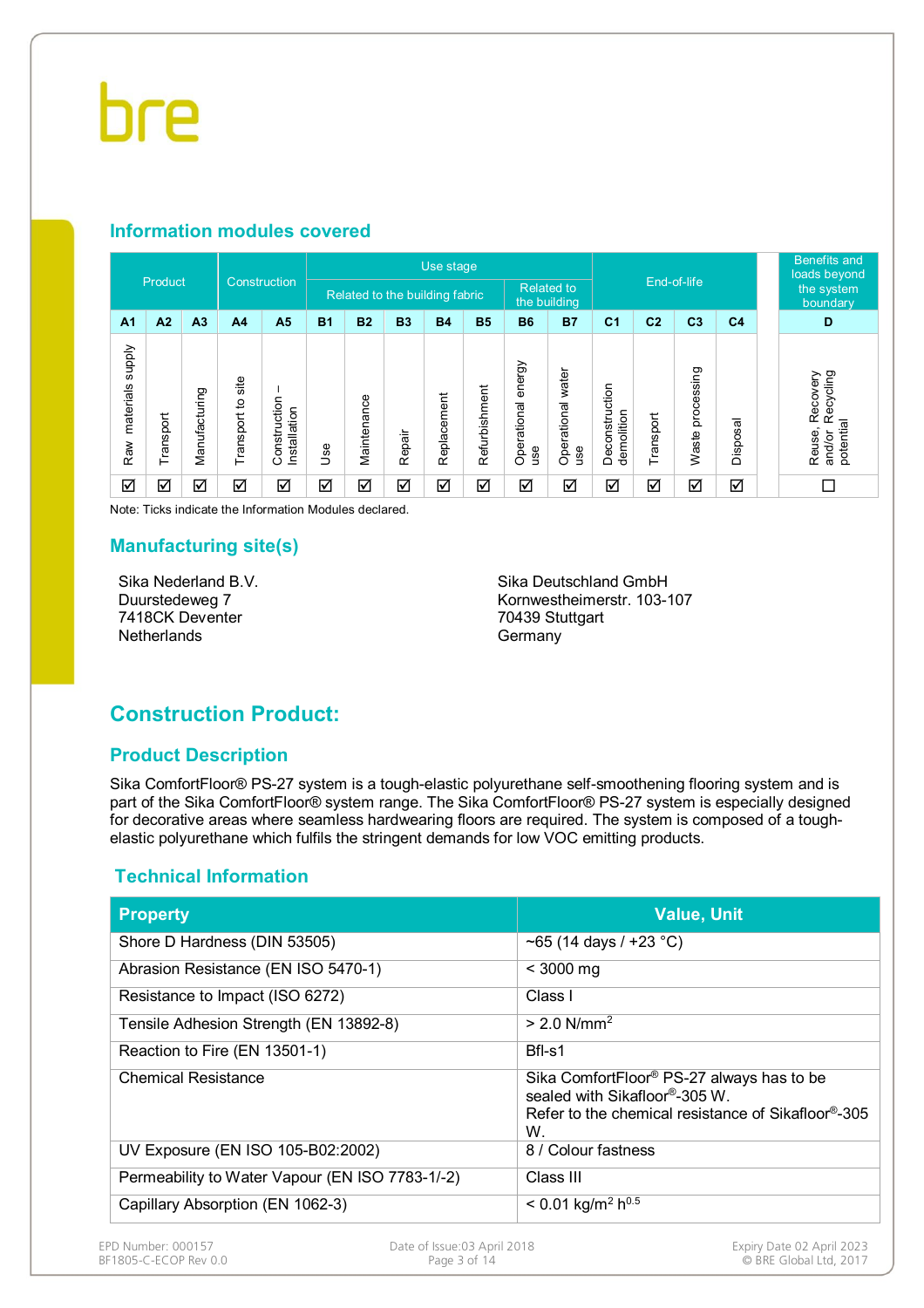## Information modules covered

| Product | | | Construction | | Use stage | | | | | | | End-of-life | | | | Benefits and loads beyond the system boundary |
|---|---|---|---|---|---|---|---|---|---|---|---|---|---|---|---|---|
| | | | | | Related to the building fabric | | | | | Related to the building | | | | | | |
| A1 | A2 | A3 | A4 | A5 | B1 | B2 | B3 | B4 | B5 | B6 | B7 | C1 | C2 | C3 | C4 | D |
| Raw materials supply | Transport | Manufacturing | Transport to site | Construction – Installation | Use | Maintenance | Repair | Replacement | Refurbishment | Operational energy use | Operational water use | Deconstruction demolition | Transport | Waste processing | Disposal | Reuse, Recovery and/or Recycling potential |
| ☑ | ☑ | ☑ | ☑ | ☑ | ☑ | ☑ | ☑ | ☑ | ☑ | ☑ | ☑ | ☑ | ☑ | ☑ | ☑ | ☐ |

Note: Ticks indicate the Information Modules declared.

## Manufacturing site(s)

Sika Nederland B.V.
Duurstedeweg 7
7418CK Deventer
Netherlands

Sika Deutschland GmbH
Kornwestheimerstr. 103-107
70439 Stuttgart
Germany

# Construction Product:

## Product Description

Sika ComfortFloor® PS-27 system is a tough-elastic polyurethane self-smoothening flooring system and is part of the Sika ComfortFloor® system range. The Sika ComfortFloor® PS-27 system is especially designed for decorative areas where seamless hardwearing floors are required. The system is composed of a tough-elastic polyurethane which fulfils the stringent demands for low VOC emitting products.

## Technical Information

| Property | Value, Unit |
|---|---|
| Shore D Hardness (DIN 53505) | ~65 (14 days / +23 °C) |
| Abrasion Resistance (EN ISO 5470-1) | < 3000 mg |
| Resistance to Impact (ISO 6272) | Class I |
| Tensile Adhesion Strength (EN 13892-8) | > 2.0 $N/mm^2$ |
| Reaction to Fire (EN 13501-1) | Bfl-s1 |
| Chemical Resistance | Sika ComfortFloor® PS-27 always has to be sealed with Sikafloor®-305 W. Refer to the chemical resistance of Sikafloor®-305 W. |
| UV Exposure (EN ISO 105-B02:2002) | 8 / Colour fastness |
| Permeability to Water Vapour (EN ISO 7783-1/-2) | Class III |
| Capillary Absorption (EN 1062-3) | < 0.01 $kg/m^2 h^{0.5}$ |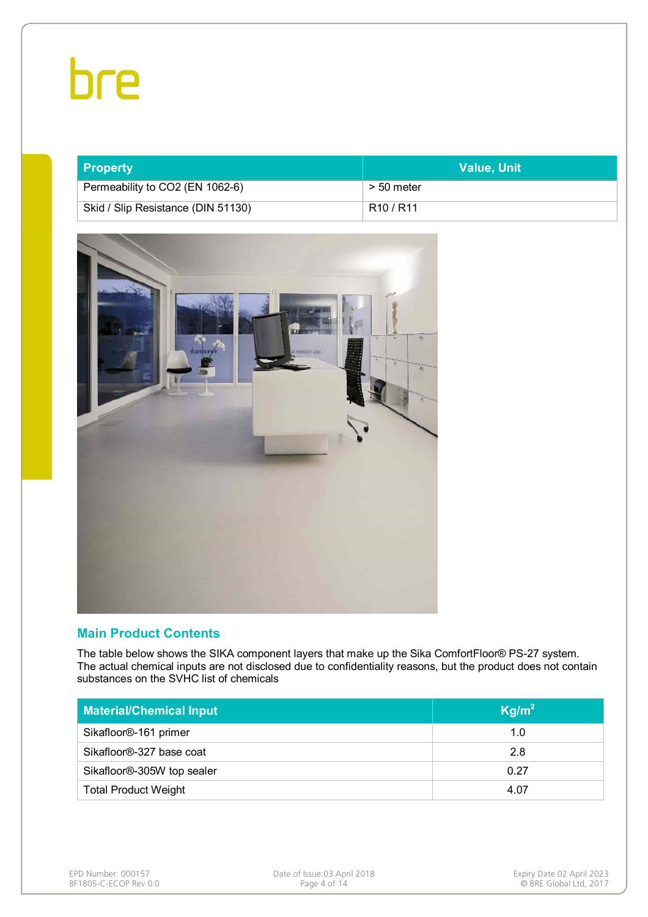| Property | Value, Unit |
| --- | --- |
| Permeability to $CO_2$ (EN 1062-6) | > 50 meter |
| Skid / Slip Resistance (DIN 51130) | R10 / R11 |

## Main Product Contents

The table below shows the SIKA component layers that make up the Sika ComfortFloor® PS-27 system. The actual chemical inputs are not disclosed due to confidentiality reasons, but the product does not contain substances on the SVHC list of chemicals

| Material/Chemical Input | $Kg/m^2$ |
| --- | --- |
| Sikafloor®-161 primer | 1.0 |
| Sikafloor®-327 base coat | 2.8 |
| Sikafloor®-305W top sealer | 0.27 |
| Total Product Weight | 4.07 |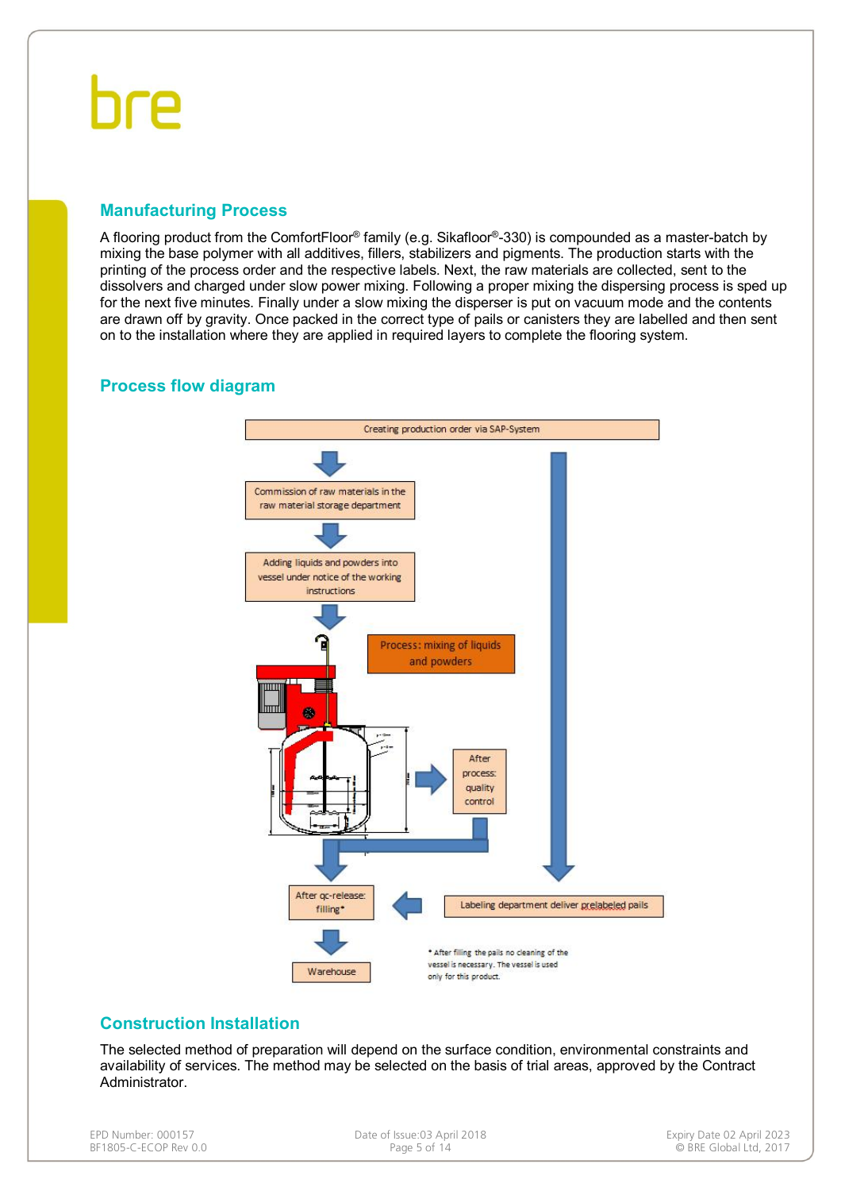## Manufacturing Process

A flooring product from the ComfortFloor® family (e.g. Sikafloor®-330) is compounded as a master-batch by mixing the base polymer with all additives, fillers, stabilizers and pigments. The production starts with the printing of the process order and the respective labels. Next, the raw materials are collected, sent to the dissolvers and charged under slow power mixing. Following a proper mixing the dispersing process is sped up for the next five minutes. Finally under a slow mixing the disperser is put on vacuum mode and the contents are drawn off by gravity. Once packed in the correct type of pails or canisters they are labelled and then sent on to the installation where they are applied in required layers to complete the flooring system.

## Process flow diagram

Creating production order via SAP-System

Commission of raw materials in the raw material storage department

Adding liquids and powders into vessel under notice of the working instructions

Process: mixing of liquids and powders

After process: quality control

Labeling department deliver prelabeled pails

After qc-release: filling*

Warehouse

* After filling the pails no cleaning of the vessel is necessary. The vessel is used only for this product.

## Construction Installation

The selected method of preparation will depend on the surface condition, environmental constraints and availability of services. The method may be selected on the basis of trial areas, approved by the Contract Administrator.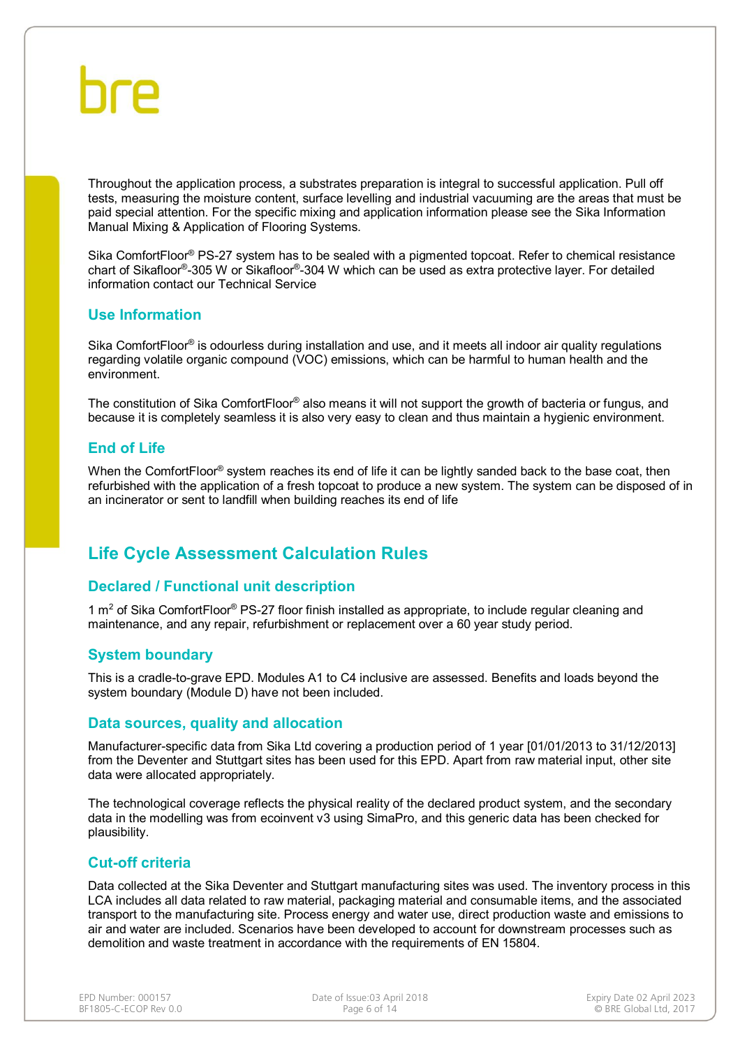Throughout the application process, a substrates preparation is integral to successful application. Pull off tests, measuring the moisture content, surface levelling and industrial vacuuming are the areas that must be paid special attention. For the specific mixing and application information please see the Sika Information Manual Mixing & Application of Flooring Systems.

Sika ComfortFloor® PS-27 system has to be sealed with a pigmented topcoat. Refer to chemical resistance chart of Sikafloor®-305 W or Sikafloor®-304 W which can be used as extra protective layer. For detailed information contact our Technical Service

### Use Information

Sika ComfortFloor® is odourless during installation and use, and it meets all indoor air quality regulations regarding volatile organic compound (VOC) emissions, which can be harmful to human health and the environment.

The constitution of Sika ComfortFloor® also means it will not support the growth of bacteria or fungus, and because it is completely seamless it is also very easy to clean and thus maintain a hygienic environment.

### End of Life

When the ComfortFloor® system reaches its end of life it can be lightly sanded back to the base coat, then refurbished with the application of a fresh topcoat to produce a new system. The system can be disposed of in an incinerator or sent to landfill when building reaches its end of life

## Life Cycle Assessment Calculation Rules

### Declared / Functional unit description

1 m$^2$ of Sika ComfortFloor® PS-27 floor finish installed as appropriate, to include regular cleaning and maintenance, and any repair, refurbishment or replacement over a 60 year study period.

### System boundary

This is a cradle-to-grave EPD. Modules A1 to C4 inclusive are assessed. Benefits and loads beyond the system boundary (Module D) have not been included.

### Data sources, quality and allocation

Manufacturer-specific data from Sika Ltd covering a production period of 1 year [01/01/2013 to 31/12/2013] from the Deventer and Stuttgart sites has been used for this EPD. Apart from raw material input, other site data were allocated appropriately.

The technological coverage reflects the physical reality of the declared product system, and the secondary data in the modelling was from ecoinvent v3 using SimaPro, and this generic data has been checked for plausibility.

### Cut-off criteria

Data collected at the Sika Deventer and Stuttgart manufacturing sites was used. The inventory process in this LCA includes all data related to raw material, packaging material and consumable items, and the associated transport to the manufacturing site. Process energy and water use, direct production waste and emissions to air and water are included. Scenarios have been developed to account for downstream processes such as demolition and waste treatment in accordance with the requirements of EN 15804.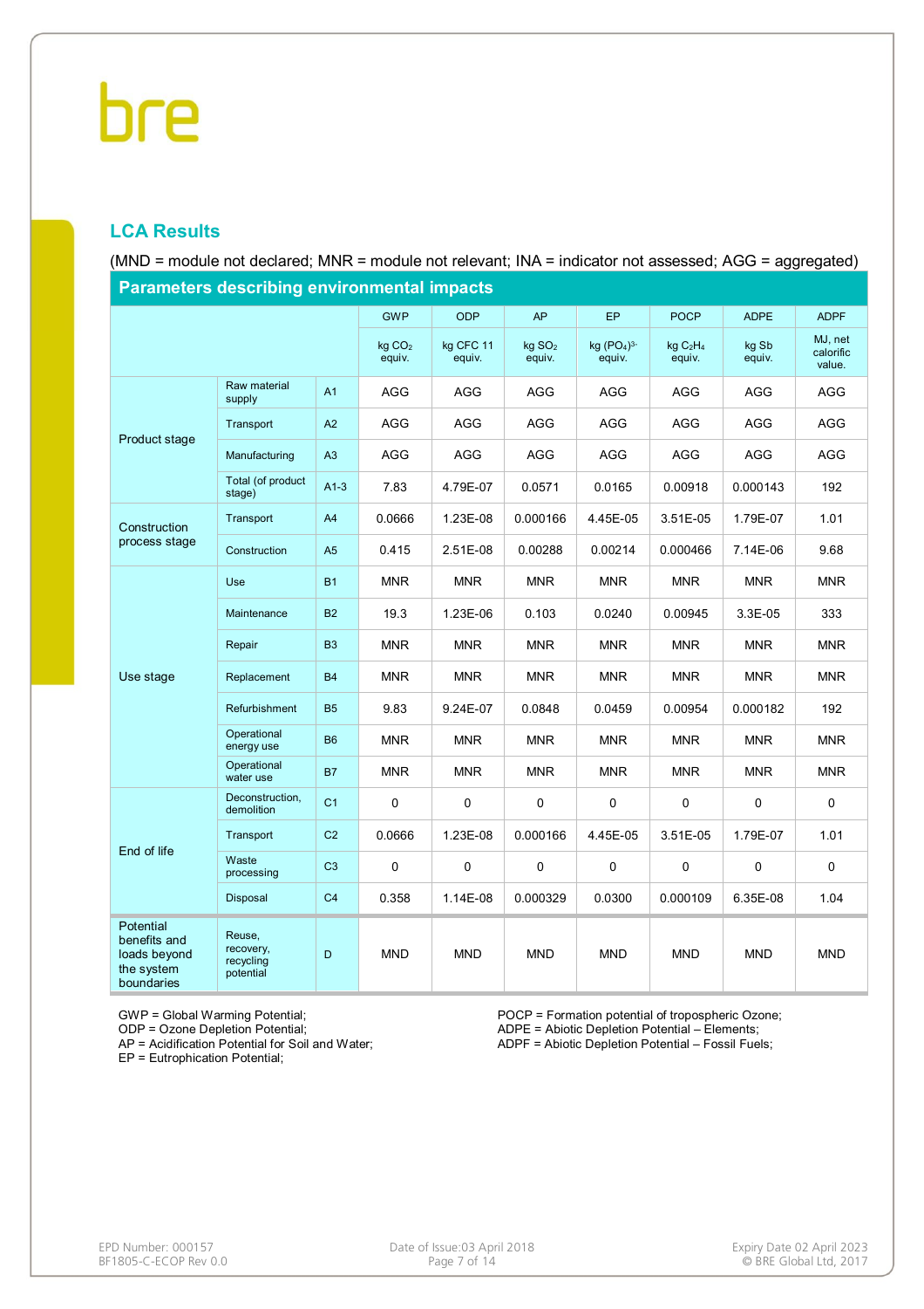## LCA Results

(MND = module not declared; MNR = module not relevant; INA = indicator not assessed; AGG = aggregated)

| Parameters describing environmental impacts | | | | | | | | | |
|---|---|---|---|---|---|---|---|---|---|
| | | | GWP | ODP | AP | EP | POCP | ADPE | ADPF |
| | | | kg $CO_2$ equiv. | kg CFC 11 equiv. | kg $SO_2$ equiv. | kg $(PO_4)^{3-}$ equiv. | kg $C_2H_4$ equiv. | kg Sb equiv. | MJ, net calorific value. |
| Product stage | Raw material supply | A1 | AGG | AGG | AGG | AGG | AGG | AGG | AGG |
| | Transport | A2 | AGG | AGG | AGG | AGG | AGG | AGG | AGG |
| | Manufacturing | A3 | AGG | AGG | AGG | AGG | AGG | AGG | AGG |
| | Total (of product stage) | A1-3 | 7.83 | 4.79E-07 | 0.0571 | 0.0165 | 0.00918 | 0.000143 | 192 |
| Construction process stage | Transport | A4 | 0.0666 | 1.23E-08 | 0.000166 | 4.45E-05 | 3.51E-05 | 1.79E-07 | 1.01 |
| | Construction | A5 | 0.415 | 2.51E-08 | 0.00288 | 0.00214 | 0.000466 | 7.14E-06 | 9.68 |
| Use stage | Use | B1 | MNR | MNR | MNR | MNR | MNR | MNR | MNR |
| | Maintenance | B2 | 19.3 | 1.23E-06 | 0.103 | 0.0240 | 0.00945 | 3.3E-05 | 333 |
| | Repair | B3 | MNR | MNR | MNR | MNR | MNR | MNR | MNR |
| | Replacement | B4 | MNR | MNR | MNR | MNR | MNR | MNR | MNR |
| | Refurbishment | B5 | 9.83 | 9.24E-07 | 0.0848 | 0.0459 | 0.00954 | 0.000182 | 192 |
| | Operational energy use | B6 | MNR | MNR | MNR | MNR | MNR | MNR | MNR |
| | Operational water use | B7 | MNR | MNR | MNR | MNR | MNR | MNR | MNR |
| End of life | Deconstruction, demolition | C1 | 0 | 0 | 0 | 0 | 0 | 0 | 0 |
| | Transport | C2 | 0.0666 | 1.23E-08 | 0.000166 | 4.45E-05 | 3.51E-05 | 1.79E-07 | 1.01 |
| | Waste processing | C3 | 0 | 0 | 0 | 0 | 0 | 0 | 0 |
| | Disposal | C4 | 0.358 | 1.14E-08 | 0.000329 | 0.0300 | 0.000109 | 6.35E-08 | 1.04 |
| Potential benefits and loads beyond the system boundaries | Reuse, recovery, recycling potential | D | MND | MND | MND | MND | MND | MND | MND |

GWP = Global Warming Potential;
ODP = Ozone Depletion Potential;
AP = Acidification Potential for Soil and Water;
EP = Eutrophication Potential;
POCP = Formation potential of tropospheric Ozone;
ADPE = Abiotic Depletion Potential – Elements;
ADPF = Abiotic Depletion Potential – Fossil Fuels;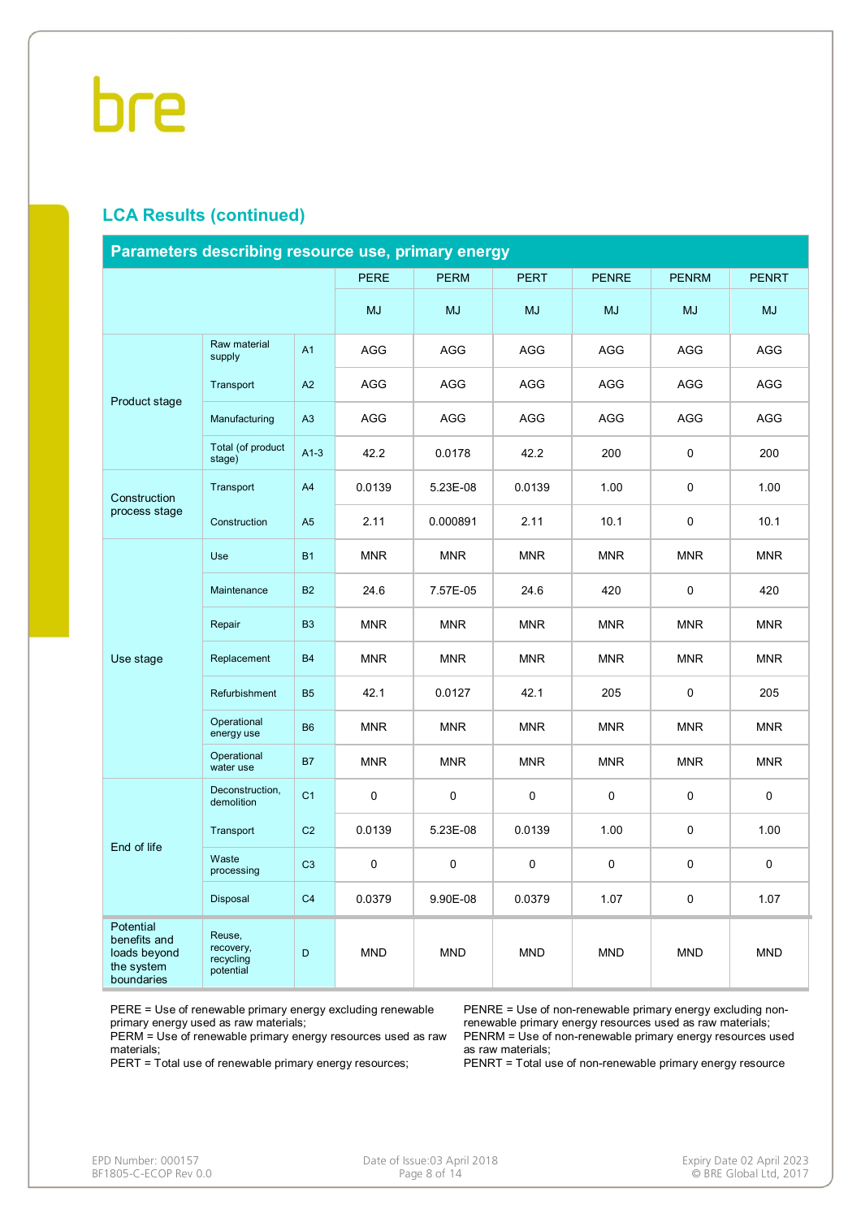## LCA Results (continued)

| Parameters describing resource use, primary energy | | | | | | | | |
|---|---|---|---|---|---|---|---|---|
| | | | PERE | PERM | PERT | PENRE | PENRM | PENRT |
| | | | MJ | MJ | MJ | MJ | MJ | MJ |
| Product stage | Raw material supply | A1 | AGG | AGG | AGG | AGG | AGG | AGG |
| | Transport | A2 | AGG | AGG | AGG | AGG | AGG | AGG |
| | Manufacturing | A3 | AGG | AGG | AGG | AGG | AGG | AGG |
| | Total (of product stage) | A1-3 | 42.2 | 0.0178 | 42.2 | 200 | 0 | 200 |
| Construction process stage | Transport | A4 | 0.0139 | 5.23E-08 | 0.0139 | 1.00 | 0 | 1.00 |
| | Construction | A5 | 2.11 | 0.000891 | 2.11 | 10.1 | 0 | 10.1 |
| Use stage | Use | B1 | MNR | MNR | MNR | MNR | MNR | MNR |
| | Maintenance | B2 | 24.6 | 7.57E-05 | 24.6 | 420 | 0 | 420 |
| | Repair | B3 | MNR | MNR | MNR | MNR | MNR | MNR |
| | Replacement | B4 | MNR | MNR | MNR | MNR | MNR | MNR |
| | Refurbishment | B5 | 42.1 | 0.0127 | 42.1 | 205 | 0 | 205 |
| | Operational energy use | B6 | MNR | MNR | MNR | MNR | MNR | MNR |
| | Operational water use | B7 | MNR | MNR | MNR | MNR | MNR | MNR |
| End of life | Deconstruction, demolition | C1 | 0 | 0 | 0 | 0 | 0 | 0 |
| | Transport | C2 | 0.0139 | 5.23E-08 | 0.0139 | 1.00 | 0 | 1.00 |
| | Waste processing | C3 | 0 | 0 | 0 | 0 | 0 | 0 |
| | Disposal | C4 | 0.0379 | 9.90E-08 | 0.0379 | 1.07 | 0 | 1.07 |
| Potential benefits and loads beyond the system boundaries | Reuse, recovery, recycling potential | D | MND | MND | MND | MND | MND | MND |

PERE = Use of renewable primary energy excluding renewable primary energy used as raw materials;
PERM = Use of renewable primary energy resources used as raw materials;
PERT = Total use of renewable primary energy resources;
PENRE = Use of non-renewable primary energy excluding non-renewable primary energy resources used as raw materials;
PENRM = Use of non-renewable primary energy resources used as raw materials;
PENRT = Total use of non-renewable primary energy resource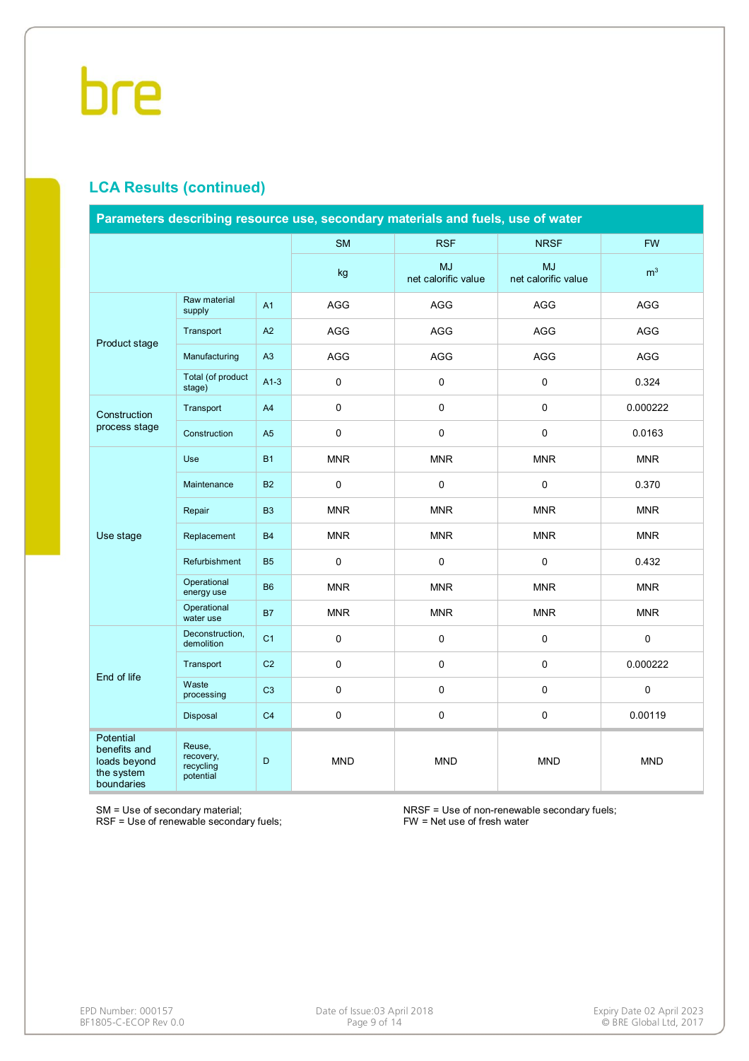## LCA Results (continued)

| Parameters describing resource use, secondary materials and fuels, use of water | | | | | | |
|---|---|---|---|---|---|---|
| | | | SM | RSF | NRSF | FW |
| | | | kg | MJ net calorific value | MJ net calorific value | $m^3$ |
| Product stage | Raw material supply | A1 | AGG | AGG | AGG | AGG |
| | Transport | A2 | AGG | AGG | AGG | AGG |
| | Manufacturing | A3 | AGG | AGG | AGG | AGG |
| | Total (of product stage) | A1-3 | 0 | 0 | 0 | 0.324 |
| Construction process stage | Transport | A4 | 0 | 0 | 0 | 0.000222 |
| | Construction | A5 | 0 | 0 | 0 | 0.0163 |
| Use stage | Use | B1 | MNR | MNR | MNR | MNR |
| | Maintenance | B2 | 0 | 0 | 0 | 0.370 |
| | Repair | B3 | MNR | MNR | MNR | MNR |
| | Replacement | B4 | MNR | MNR | MNR | MNR |
| | Refurbishment | B5 | 0 | 0 | 0 | 0.432 |
| | Operational energy use | B6 | MNR | MNR | MNR | MNR |
| | Operational water use | B7 | MNR | MNR | MNR | MNR |
| End of life | Deconstruction, demolition | C1 | 0 | 0 | 0 | 0 |
| | Transport | C2 | 0 | 0 | 0 | 0.000222 |
| | Waste processing | C3 | 0 | 0 | 0 | 0 |
| | Disposal | C4 | 0 | 0 | 0 | 0.00119 |
| Potential benefits and loads beyond the system boundaries | Reuse, recovery, recycling potential | D | MND | MND | MND | MND |

SM = Use of secondary material;
RSF = Use of renewable secondary fuels;
NRSF = Use of non-renewable secondary fuels;
FW = Net use of fresh water

EPD Number: 000157
BF1805-C-ECOP Rev 0.0

Date of Issue:03 April 2018

Expiry Date 02 April 2023
© BRE Global Ltd, 2017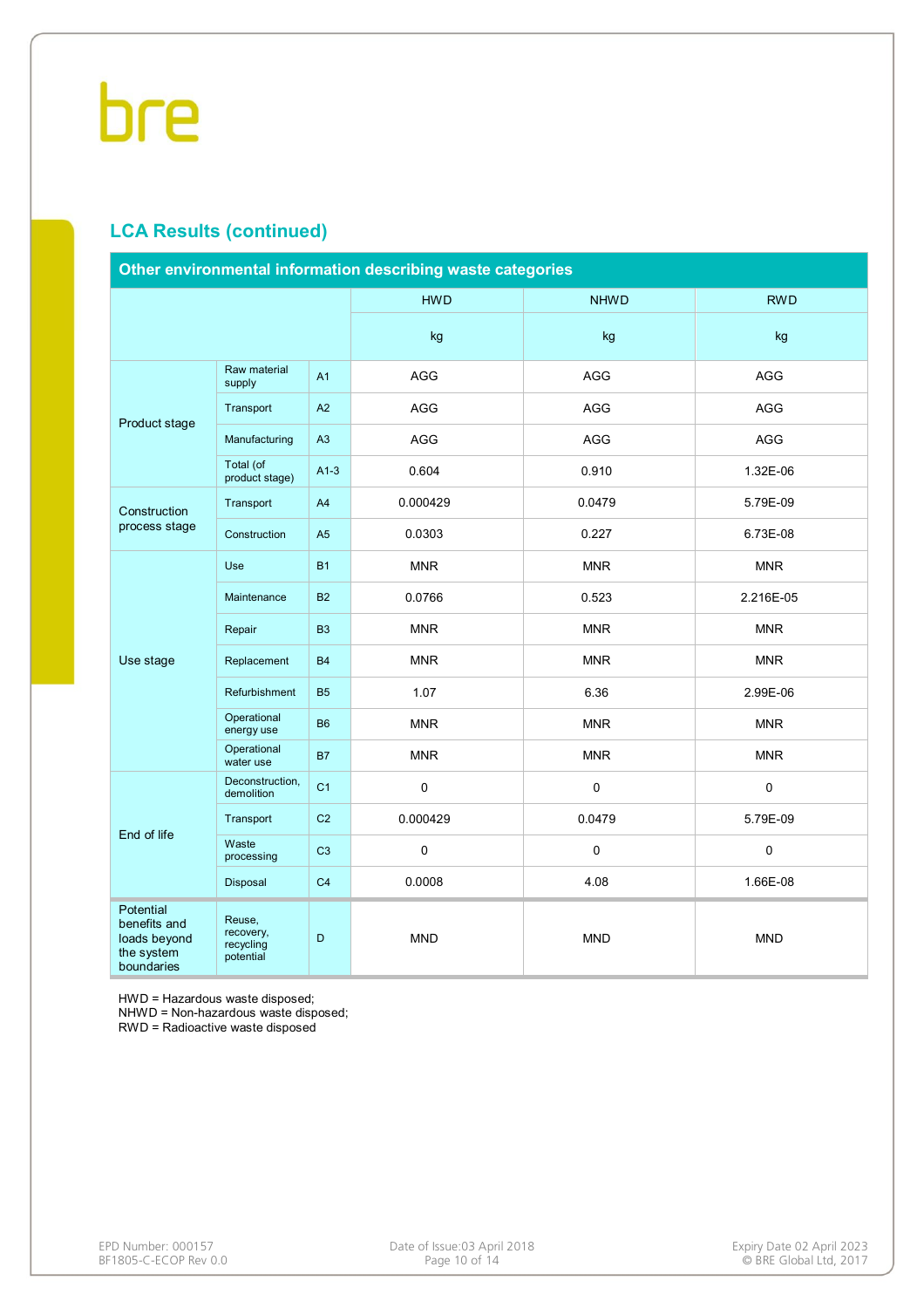## LCA Results (continued)

| Other environmental information describing waste categories | | | | | |
|---|---|---|---|---|---|
| | | | HWD | NHWD | RWD |
| | | | kg | kg | kg |
| Product stage | Raw material supply | A1 | AGG | AGG | AGG |
| | Transport | A2 | AGG | AGG | AGG |
| | Manufacturing | A3 | AGG | AGG | AGG |
| | Total (of product stage) | A1-3 | 0.604 | 0.910 | 1.32E-06 |
| Construction process stage | Transport | A4 | 0.000429 | 0.0479 | 5.79E-09 |
| | Construction | A5 | 0.0303 | 0.227 | 6.73E-08 |
| Use stage | Use | B1 | MNR | MNR | MNR |
| | Maintenance | B2 | 0.0766 | 0.523 | 2.216E-05 |
| | Repair | B3 | MNR | MNR | MNR |
| | Replacement | B4 | MNR | MNR | MNR |
| | Refurbishment | B5 | 1.07 | 6.36 | 2.99E-06 |
| | Operational energy use | B6 | MNR | MNR | MNR |
| | Operational water use | B7 | MNR | MNR | MNR |
| End of life | Deconstruction, demolition | C1 | 0 | 0 | 0 |
| | Transport | C2 | 0.000429 | 0.0479 | 5.79E-09 |
| | Waste processing | C3 | 0 | 0 | 0 |
| | Disposal | C4 | 0.0008 | 4.08 | 1.66E-08 |
| Potential benefits and loads beyond the system boundaries | Reuse, recovery, recycling potential | D | MND | MND | MND |

HWD = Hazardous waste disposed;
NHWD = Non-hazardous waste disposed;
RWD = Radioactive waste disposed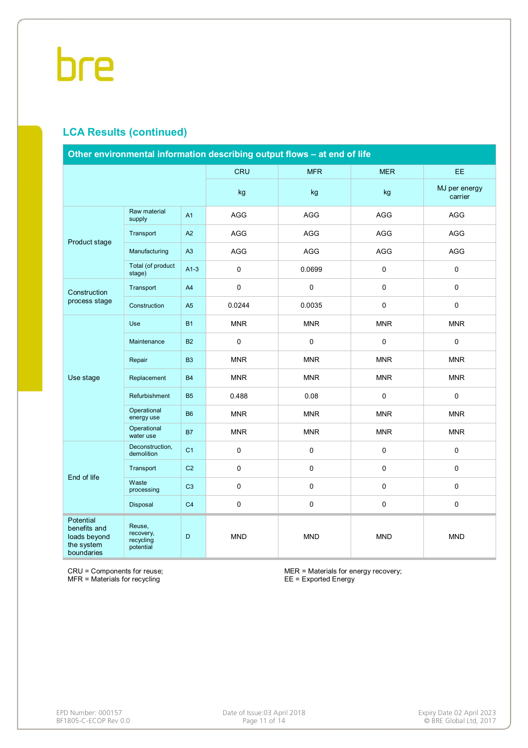## LCA Results (continued)

| Other environmental information describing output flows – at end of life | | | | | | |
|---|---|---|---|---|---|---|
| | | | CRU | MFR | MER | EE |
| | | | kg | kg | kg | MJ per energy carrier |
| Product stage | Raw material supply | A1 | AGG | AGG | AGG | AGG |
| | Transport | A2 | AGG | AGG | AGG | AGG |
| | Manufacturing | A3 | AGG | AGG | AGG | AGG |
| | Total (of product stage) | A1-3 | 0 | 0.0699 | 0 | 0 |
| Construction process stage | Transport | A4 | 0 | 0 | 0 | 0 |
| | Construction | A5 | 0.0244 | 0.0035 | 0 | 0 |
| Use stage | Use | B1 | MNR | MNR | MNR | MNR |
| | Maintenance | B2 | 0 | 0 | 0 | 0 |
| | Repair | B3 | MNR | MNR | MNR | MNR |
| | Replacement | B4 | MNR | MNR | MNR | MNR |
| | Refurbishment | B5 | 0.488 | 0.08 | 0 | 0 |
| | Operational energy use | B6 | MNR | MNR | MNR | MNR |
| | Operational water use | B7 | MNR | MNR | MNR | MNR |
| End of life | Deconstruction, demolition | C1 | 0 | 0 | 0 | 0 |
| | Transport | C2 | 0 | 0 | 0 | 0 |
| | Waste processing | C3 | 0 | 0 | 0 | 0 |
| | Disposal | C4 | 0 | 0 | 0 | 0 |
| Potential benefits and loads beyond the system boundaries | Reuse, recovery, recycling potential | D | MND | MND | MND | MND |

CRU = Components for reuse;
MFR = Materials for recycling

MER = Materials for energy recovery;
EE = Exported Energy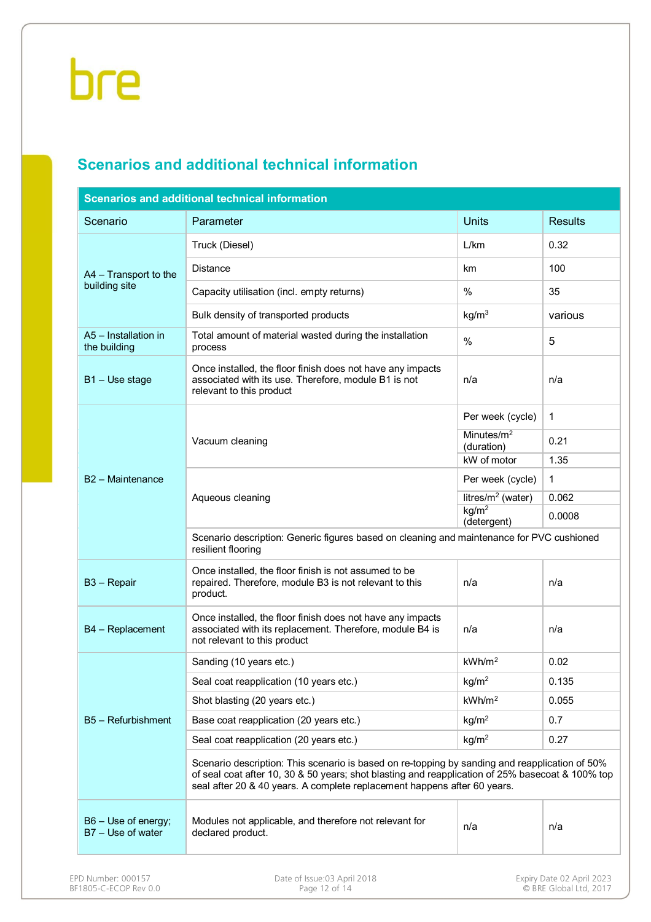## Scenarios and additional technical information

| Scenarios and additional technical information | | | |
|---|---|---|---|
| Scenario | Parameter | Units | Results |
| A4 – Transport to the building site | Truck (Diesel) | L/km | 0.32 |
| | Distance | km | 100 |
| | Capacity utilisation (incl. empty returns) | % | 35 |
| | Bulk density of transported products | kg/m$^3$ | various |
| A5 – Installation in the building | Total amount of material wasted during the installation process | % | 5 |
| B1 – Use stage | Once installed, the floor finish does not have any impacts associated with its use. Therefore, module B1 is not relevant to this product | n/a | n/a |
| B2 – Maintenance | Vacuum cleaning | Per week (cycle) | 1 |
| | | Minutes/m$^2$ (duration) | 0.21 |
| | | kW of motor | 1.35 |
| | Aqueous cleaning | Per week (cycle) | 1 |
| | | litres/m$^2$ (water) | 0.062 |
| | | kg/m$^2$ (detergent) | 0.0008 |
| | Scenario description: Generic figures based on cleaning and maintenance for PVC cushioned resilient flooring | | |
| B3 – Repair | Once installed, the floor finish is not assumed to be repaired. Therefore, module B3 is not relevant to this product. | n/a | n/a |
| B4 – Replacement | Once installed, the floor finish does not have any impacts associated with its replacement. Therefore, module B4 is not relevant to this product | n/a | n/a |
| B5 – Refurbishment | Sanding (10 years etc.) | kWh/m$^2$ | 0.02 |
| | Seal coat reapplication (10 years etc.) | kg/m$^2$ | 0.135 |
| | Shot blasting (20 years etc.) | kWh/m$^2$ | 0.055 |
| | Base coat reapplication (20 years etc.) | kg/m$^2$ | 0.7 |
| | Seal coat reapplication (20 years etc.) | kg/m$^2$ | 0.27 |
| | Scenario description: This scenario is based on re-topping by sanding and reapplication of 50% of seal coat after 10, 30 & 50 years; shot blasting and reapplication of 25% basecoat & 100% top seal after 20 & 40 years. A complete replacement happens after 60 years. | | |
| B6 – Use of energy; B7 – Use of water | Modules not applicable, and therefore not relevant for declared product. | n/a | n/a |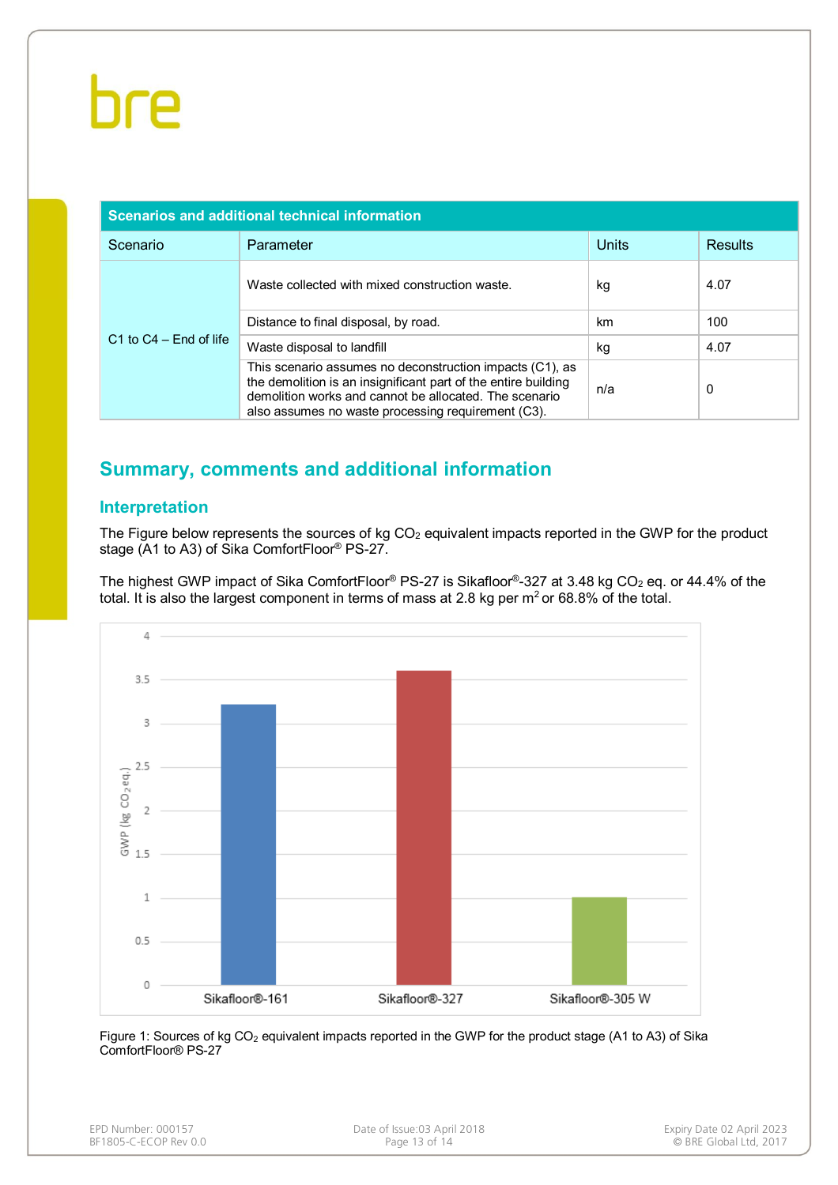| Scenarios and additional technical information | | | |
|---|---|---|---|
| Scenario | Parameter | Units | Results |
| C1 to C4 – End of life | Waste collected with mixed construction waste. | kg | 4.07 |
| | Distance to final disposal, by road. | km | 100 |
| | Waste disposal to landfill | kg | 4.07 |
| | This scenario assumes no deconstruction impacts (C1), as the demolition is an insignificant part of the entire building demolition works and cannot be allocated. The scenario also assumes no waste processing requirement (C3). | n/a | 0 |

## Summary, comments and additional information

### Interpretation

The Figure below represents the sources of kg $CO_2$ equivalent impacts reported in the GWP for the product stage (A1 to A3) of Sika ComfortFloor® PS-27.

The highest GWP impact of Sika ComfortFloor® PS-27 is Sikafloor®-327 at 3.48 kg $CO_2$ eq. or 44.4% of the total. It is also the largest component in terms of mass at 2.8 kg per $m^2$ or 68.8% of the total.

Figure 1: Sources of kg $CO_2$ equivalent impacts reported in the GWP for the product stage (A1 to A3) of Sika ComfortFloor® PS-27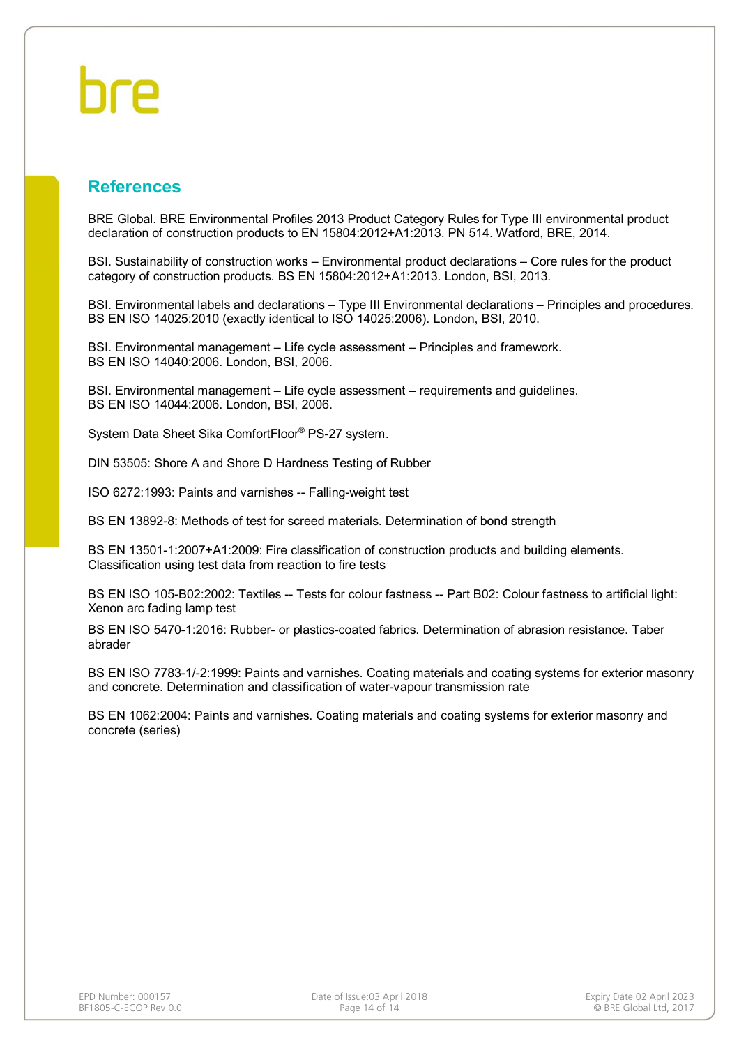## References

BRE Global. BRE Environmental Profiles 2013 Product Category Rules for Type III environmental product declaration of construction products to EN 15804:2012+A1:2013. PN 514. Watford, BRE, 2014.

BSI. Sustainability of construction works – Environmental product declarations – Core rules for the product category of construction products. BS EN 15804:2012+A1:2013. London, BSI, 2013.

BSI. Environmental labels and declarations – Type III Environmental declarations – Principles and procedures. BS EN ISO 14025:2010 (exactly identical to ISO 14025:2006). London, BSI, 2010.

BSI. Environmental management – Life cycle assessment – Principles and framework. BS EN ISO 14040:2006. London, BSI, 2006.

BSI. Environmental management – Life cycle assessment – requirements and guidelines. BS EN ISO 14044:2006. London, BSI, 2006.

System Data Sheet Sika ComfortFloor® PS-27 system.

DIN 53505: Shore A and Shore D Hardness Testing of Rubber

ISO 6272:1993: Paints and varnishes -- Falling-weight test

BS EN 13892-8: Methods of test for screed materials. Determination of bond strength

BS EN 13501-1:2007+A1:2009: Fire classification of construction products and building elements. Classification using test data from reaction to fire tests

BS EN ISO 105-B02:2002: Textiles -- Tests for colour fastness -- Part B02: Colour fastness to artificial light: Xenon arc fading lamp test

BS EN ISO 5470-1:2016: Rubber- or plastics-coated fabrics. Determination of abrasion resistance. Taber abrader

BS EN ISO 7783-1/-2:1999: Paints and varnishes. Coating materials and coating systems for exterior masonry and concrete. Determination and classification of water-vapour transmission rate

BS EN 1062:2004: Paints and varnishes. Coating materials and coating systems for exterior masonry and concrete (series)